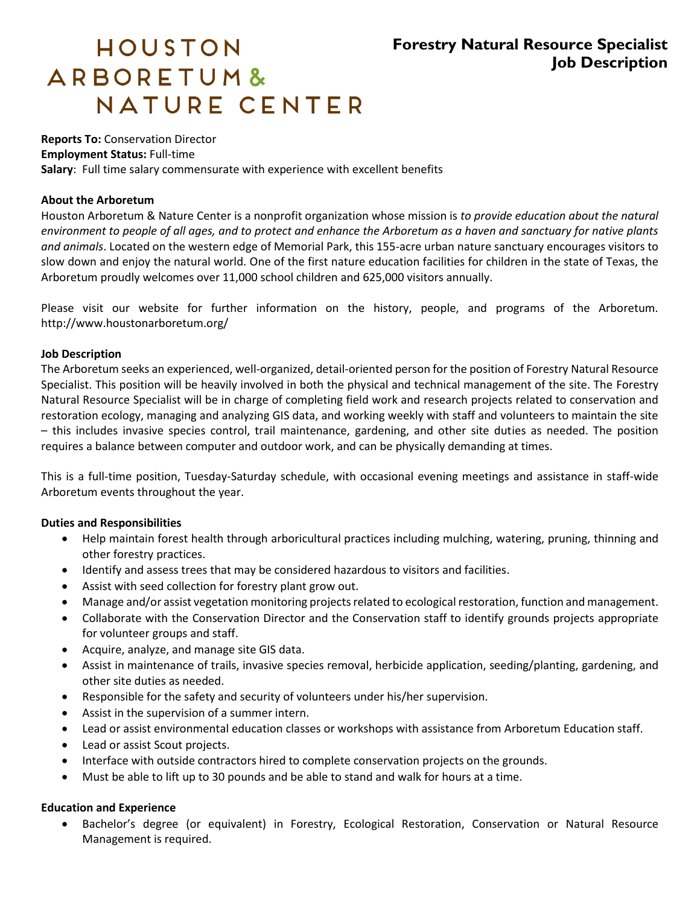# HOUSTON ARBORETUM & NATURE CENTER

## Forestry Natural Resource Specialist Job Description

**Reports To:** Conservation Director
**Employment Status:** Full-time
**Salary**: Full time salary commensurate with experience with excellent benefits

**About the Arboretum**

Houston Arboretum & Nature Center is a nonprofit organization whose mission is *to provide education about the natural environment to people of all ages, and to protect and enhance the Arboretum as a haven and sanctuary for native plants and animals*. Located on the western edge of Memorial Park, this 155-acre urban nature sanctuary encourages visitors to slow down and enjoy the natural world. One of the first nature education facilities for children in the state of Texas, the Arboretum proudly welcomes over 11,000 school children and 625,000 visitors annually.

Please visit our website for further information on the history, people, and programs of the Arboretum. http://www.houstonarboretum.org/

**Job Description**

The Arboretum seeks an experienced, well-organized, detail-oriented person for the position of Forestry Natural Resource Specialist. This position will be heavily involved in both the physical and technical management of the site. The Forestry Natural Resource Specialist will be in charge of completing field work and research projects related to conservation and restoration ecology, managing and analyzing GIS data, and working weekly with staff and volunteers to maintain the site – this includes invasive species control, trail maintenance, gardening, and other site duties as needed. The position requires a balance between computer and outdoor work, and can be physically demanding at times.

This is a full-time position, Tuesday-Saturday schedule, with occasional evening meetings and assistance in staff-wide Arboretum events throughout the year.

**Duties and Responsibilities**

- Help maintain forest health through arboricultural practices including mulching, watering, pruning, thinning and other forestry practices.
- Identify and assess trees that may be considered hazardous to visitors and facilities.
- Assist with seed collection for forestry plant grow out.
- Manage and/or assist vegetation monitoring projects related to ecological restoration, function and management.
- Collaborate with the Conservation Director and the Conservation staff to identify grounds projects appropriate for volunteer groups and staff.
- Acquire, analyze, and manage site GIS data.
- Assist in maintenance of trails, invasive species removal, herbicide application, seeding/planting, gardening, and other site duties as needed.
- Responsible for the safety and security of volunteers under his/her supervision.
- Assist in the supervision of a summer intern.
- Lead or assist environmental education classes or workshops with assistance from Arboretum Education staff.
- Lead or assist Scout projects.
- Interface with outside contractors hired to complete conservation projects on the grounds.
- Must be able to lift up to 30 pounds and be able to stand and walk for hours at a time.

**Education and Experience**

- Bachelor's degree (or equivalent) in Forestry, Ecological Restoration, Conservation or Natural Resource Management is required.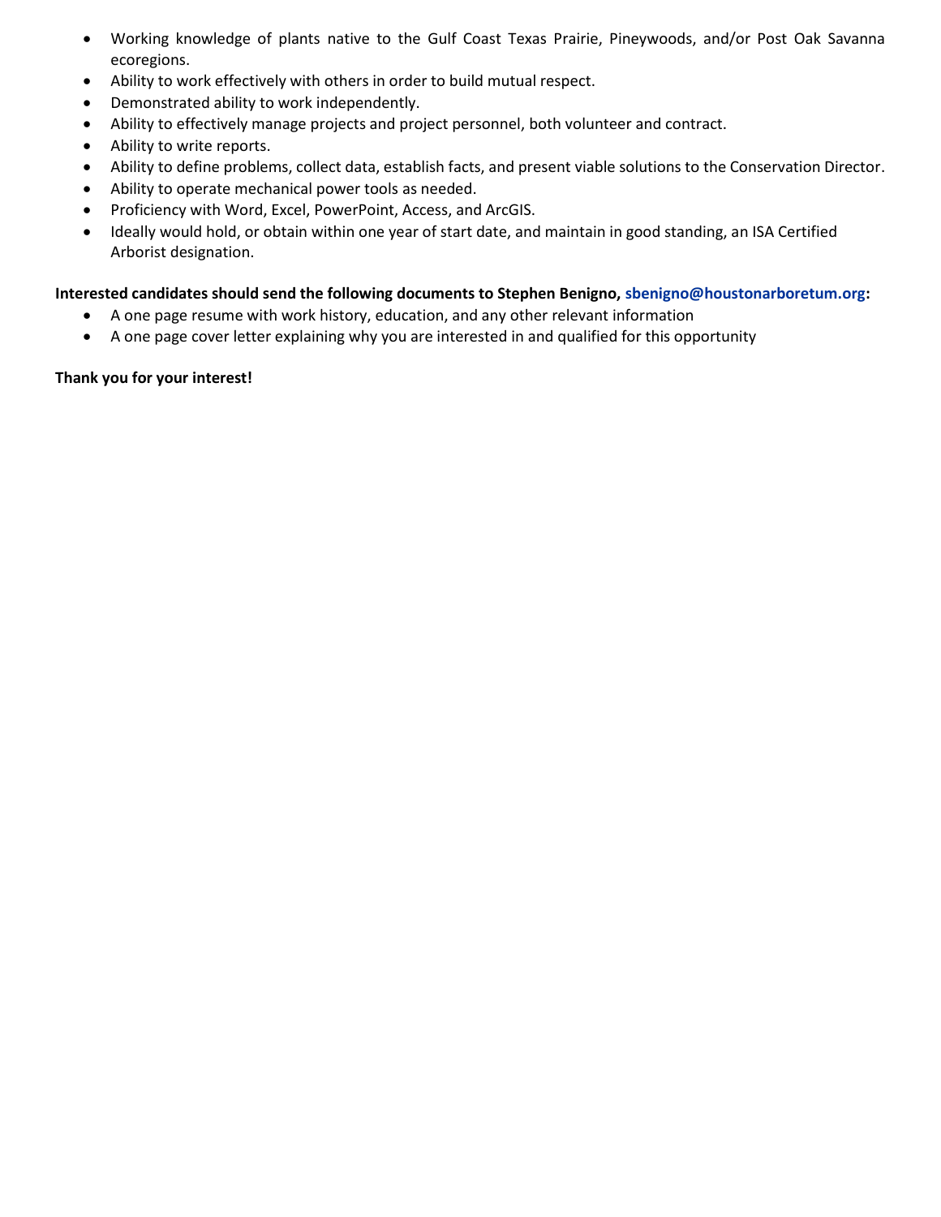- Working knowledge of plants native to the Gulf Coast Texas Prairie, Pineywoods, and/or Post Oak Savanna ecoregions.
- Ability to work effectively with others in order to build mutual respect.
- Demonstrated ability to work independently.
- Ability to effectively manage projects and project personnel, both volunteer and contract.
- Ability to write reports.
- Ability to define problems, collect data, establish facts, and present viable solutions to the Conservation Director.
- Ability to operate mechanical power tools as needed.
- Proficiency with Word, Excel, PowerPoint, Access, and ArcGIS.
- Ideally would hold, or obtain within one year of start date, and maintain in good standing, an ISA Certified Arborist designation.

**Interested candidates should send the following documents to Stephen Benigno, sbenigno@houstonarboretum.org:**

- A one page resume with work history, education, and any other relevant information
- A one page cover letter explaining why you are interested in and qualified for this opportunity

**Thank you for your interest!**